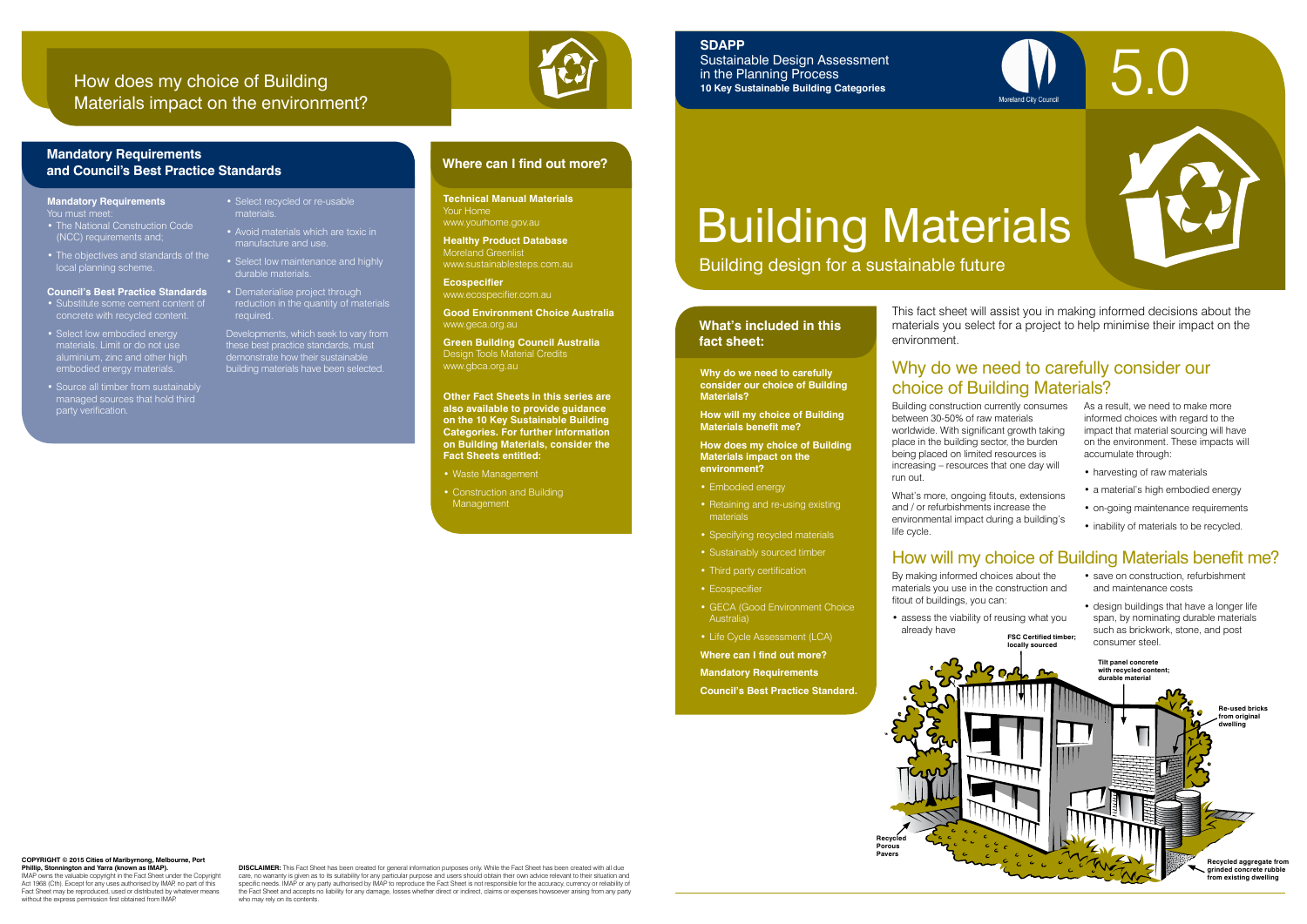# SDAPP

Sustainable Design Assessment in the Planning Process

**10 Key Sustainable Building Categories**

Moreland City Council

5.0

# Building Materials

## Building design for a sustainable future

### What's included in this fact sheet:

**Why do we need to carefully consider our choice of Building Materials?**

**How will my choice of Building Materials benefit me?**

**How does my choice of Building Materials impact on the environment?**

- Embodied energy
- Retaining and re-using existing materials
- Specifying recycled materials
- Sustainably sourced timber
- Third party certification
- Ecospecifier
- GECA (Good Environment Choice Australia)
- Life Cycle Assessment (LCA)

**Where can I find out more?**

**Mandatory Requirements**

**Council's Best Practice Standard.**

This fact sheet will assist you in making informed decisions about the materials you select for a project to help minimise their impact on the environment.

## Why do we need to carefully consider our choice of Building Materials?

Building construction currently consumes between 30-50% of raw materials worldwide. With significant growth taking place in the building sector, the burden being placed on limited resources is increasing – resources that one day will run out.

What's more, ongoing fitouts, extensions and / or refurbishments increase the environmental impact during a building's life cycle.

As a result, we need to make more informed choices with regard to the impact that material sourcing will have on the environment. These impacts will accumulate through:

- harvesting of raw materials
- a material's high embodied energy
- on-going maintenance requirements
- inability of materials to be recycled.

## How will my choice of Building Materials benefit me?

By making informed choices about the materials you use in the construction and fitout of buildings, you can:

- assess the viability of reusing what you already have
- save on construction, refurbishment and maintenance costs
- design buildings that have a longer life span, by nominating durable materials such as brickwork, stone, and post consumer steel.

FSC Certified timber; locally sourced

Tilt panel concrete with recycled content; durable material

Re-used bricks from original dwelling

Recycled Porous Pavers

Recycled aggregate from grinded concrete rubble from existing dwelling

## How does my choice of Building Materials impact on the environment?

### Mandatory Requirements and Council's Best Practice Standards

**Mandatory Requirements**

You must meet:

- The National Construction Code (NCC) requirements and;
- The objectives and standards of the local planning scheme.

**Council's Best Practice Standards**

- Substitute some cement content of concrete with recycled content.
- Select low embodied energy materials. Limit or do not use aluminium, zinc and other high embodied energy materials.
- Source all timber from sustainably managed sources that hold third party verification.
- Select recycled or re-usable materials.
- Avoid materials which are toxic in manufacture and use.
- Select low maintenance and highly durable materials.
- Dematerialise project through reduction in the quantity of materials required.

Developments, which seek to vary from these best practice standards, must demonstrate how their sustainable building materials have been selected.

### Where can I find out more?

**Technical Manual Materials**
Your Home
www.yourhome.gov.au

**Healthy Product Database**
Moreland Greenlist
www.sustainablesteps.com.au

**Ecospecifier**
www.ecospecifier.com.au

**Good Environment Choice Australia**
www.geca.org.au

**Green Building Council Australia**
Design Tools Material Credits
www.gbca.org.au

**Other Fact Sheets in this series are also available to provide guidance on the 10 Key Sustainable Building Categories. For further information on Building Materials, consider the Fact Sheets entitled:**

- Waste Management
- Construction and Building Management

**COPYRIGHT © 2015 Cities of Maribyrnong, Melbourne, Port Phillip, Stonnington and Yarra (known as IMAP).**
IMAP owns the valuable copyright in the Fact Sheet under the Copyright Act 1968 (Cth). Except for any uses authorised by IMAP, no part of this Fact Sheet may be reproduced, used or distributed by whatever means without the express permission first obtained from IMAP.

**DISCLAIMER:** This Fact Sheet has been created for general information purposes only. While the Fact Sheet has been created with all due care, no warranty is given as to its suitability for any particular purpose and users should obtain their own advice relevant to their situation and specific needs. IMAP or any party authorised by IMAP to reproduce the Fact Sheet is not responsible for the accuracy, currency or reliability of the Fact Sheet and accepts no liability for any damage, losses whether direct or indirect, claims or expenses howsoever arising from any party who may rely on its contents.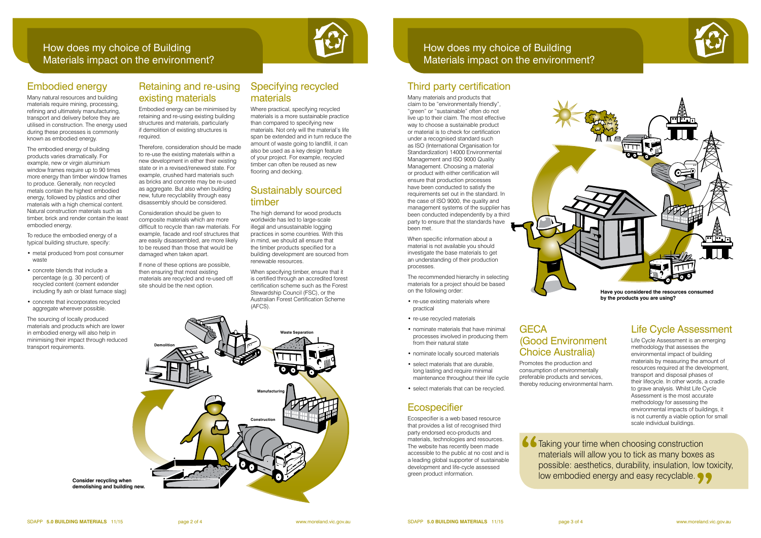# How does my choice of Building Materials impact on the environment?

## Embodied energy

Many natural resources and building materials require mining, processing, refining and ultimately manufacturing, transport and delivery before they are utilised in construction. The energy used during these processes is commonly known as embodied energy.

The embodied energy of building products varies dramatically. For example, new or virgin aluminium window frames require up to 90 times more energy than timber window frames to produce. Generally, non recycled metals contain the highest embodied energy, followed by plastics and other materials with a high chemical content. Natural construction materials such as timber, brick and render contain the least embodied energy.

To reduce the embodied energy of a typical building structure, specify:

- metal produced from post consumer waste
- concrete blends that include a percentage (e.g. 30 percent) of recycled content (cement extender including fly ash or blast furnace slag)
- concrete that incorporates recycled aggregate wherever possible.

The sourcing of locally produced materials and products which are lower in embodied energy will also help in minimising their impact through reduced transport requirements.

## Retaining and re-using existing materials

Embodied energy can be minimised by retaining and re-using existing building structures and materials, particularly if demolition of existing structures is required.

Therefore, consideration should be made to re-use the existing materials within a new development in either their existing state or in a revised/renewed state. For example, crushed hard materials such as bricks and concrete may be re-used as aggregate. But also when building new, future recyclability through easy disassembly should be considered.

Consideration should be given to composite materials which are more difficult to recycle than raw materials. For example, facade and roof structures that are easily disassembled, are more likely to be reused than those that would be damaged when taken apart.

If none of these options are possible, then ensuring that most existing materials are recycled and re-used off site should be the next option.

## Specifying recycled materials

Where practical, specifying recycled materials is a more sustainable practice than compared to specifying new materials. Not only will the material's life span be extended and in turn reduce the amount of waste going to landfill, it can also be used as a key design feature of your project. For example, recycled timber can often be reused as new flooring and decking.

## Sustainably sourced timber

The high demand for wood products worldwide has led to large-scale illegal and unsustainable logging practices in some countries. With this in mind, we should all ensure that the timber products specified for a building development are sourced from renewable resources.

When specifying timber, ensure that it is certified through an accredited forest certification scheme such as the Forest Stewardship Council (FSC), or the Australian Forest Certification Scheme (AFCS).

Demolition

Waste Separation

Manufacturing

Construction

**Consider recycling when demolishing and building new.**

# How does my choice of Building Materials impact on the environment?

## Third party certification

Many materials and products that claim to be "environmentally friendly", "green" or "sustainable" often do not live up to their claim. The most effective way to choose a sustainable product or material is to check for certification under a recognised standard such as ISO (International Organisation for Standardization) 14000 Environmental Management and ISO 9000 Quality Management. Choosing a material or product with either certification will ensure that production processes have been conducted to satisfy the requirements set out in the standard. In the case of ISO 9000, the quality and management systems of the supplier has been conducted independently by a third party to ensure that the standards have been met.

When specific information about a material is not available you should investigate the base materials to get an understanding of their production processes.

The recommended hierarchy in selecting materials for a project should be based on the following order:

- re-use existing materials where practical
- re-use recycled materials
- nominate materials that have minimal processes involved in producing them from their natural state
- nominate locally sourced materials
- select materials that are durable, long lasting and require minimal maintenance throughout their life cycle
- select materials that can be recycled.

**Have you considered the resources consumed by the products you are using?**

## Ecospecifier

Ecospecifier is a web based resource that provides a list of recognised third party endorsed eco-products and materials, technologies and resources. The website has recently been made accessible to the public at no cost and is a leading global supporter of sustainable development and life-cycle assessed green product information.

## GECA (Good Environment Choice Australia)

Promotes the production and consumption of environmentally preferable products and services, thereby reducing environmental harm.

## Life Cycle Assessment

Life Cycle Assessment is an emerging methodology that assesses the environmental impact of building materials by measuring the amount of resources required at the development, transport and disposal phases of their lifecycle. In other words, a cradle to grave analysis. Whilst Life Cycle Assessment is the most accurate methodology for assessing the environmental impacts of buildings, it is not currently a viable option for small scale individual buildings.

> "Taking your time when choosing construction materials will allow you to tick as many boxes as possible: aesthetics, durability, insulation, low toxicity, low embodied energy and easy recyclable."